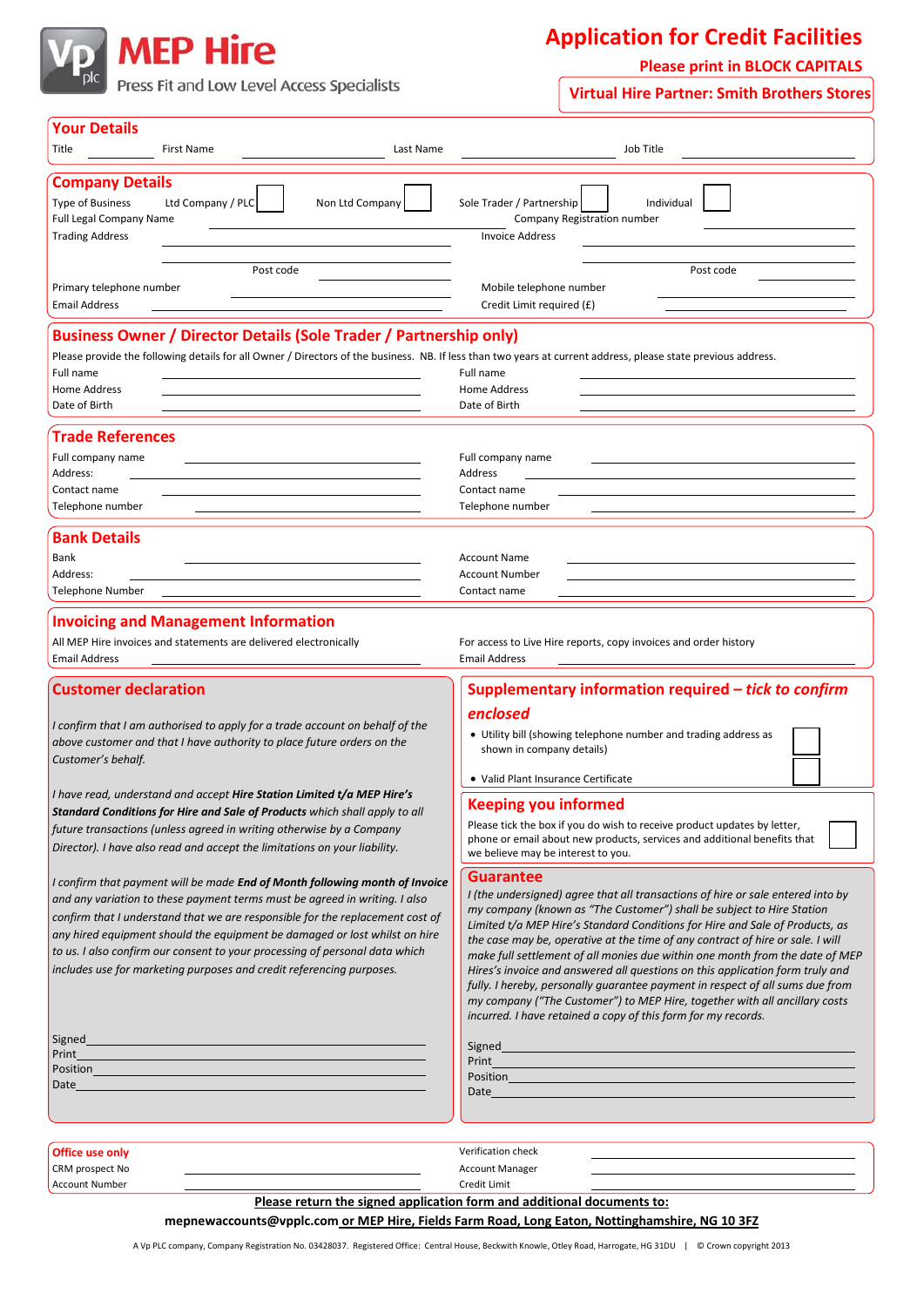MEP Hire

Press Fit and Low Level Access Specialists

# Application for Credit Facilities

**Please print in BLOCK CAPITALS**

**Virtual Hire Partner: Smith Brothers Stores**

## Your Details

Title ______ First Name ______ Last Name ______ Job Title ______

## Company Details

Type of Business: Ltd Company / PLC ☐ Non Ltd Company ☐ Sole Trader / Partnership ☐ Individual ☐

Full Legal Company Name ______

Company Registration number ______

Trading Address ______

Post code ______

Invoice Address ______

Post code ______

Primary telephone number ______

Mobile telephone number ______

Email Address ______

Credit Limit required (£) ______

## Business Owner / Director Details (Sole Trader / Partnership only)

Please provide the following details for all Owner / Directors of the business. NB. If less than two years at current address, please state previous address.

| Full name | | Full name | |
|---|---|---|---|
| Home Address | | Home Address | |
| Date of Birth | | Date of Birth | |

## Trade References

| Full company name | | Full company name | |
|---|---|---|---|
| Address: | | Address | |
| Contact name | | Contact name | |
| Telephone number | | Telephone number | |

## Bank Details

| Bank | | Account Name | |
|---|---|---|---|
| Address: | | Account Number | |
| Telephone Number | | Contact name | |

## Invoicing and Management Information

All MEP Hire invoices and statements are delivered electronically

Email Address ______

For access to Live Hire reports, copy invoices and order history

Email Address ______

## Customer declaration

*I confirm that I am authorised to apply for a trade account on behalf of the above customer and that I have authority to place future orders on the Customer's behalf.*

*I have read, understand and accept **Hire Station Limited t/a MEP Hire's Standard Conditions for Hire and Sale of Products** which shall apply to all future transactions (unless agreed in writing otherwise by a Company Director). I have also read and accept the limitations on your liability.*

*I confirm that payment will be made **End of Month following month of Invoice** and any variation to these payment terms must be agreed in writing. I also confirm that I understand that we are responsible for the replacement cost of any hired equipment should the equipment be damaged or lost whilst on hire to us. I also confirm our consent to your processing of personal data which includes use for marketing purposes and credit referencing purposes.*

Signed ______

Print ______

Position ______

Date ______

## Supplementary information required – *tick to confirm enclosed*

- Utility bill (showing telephone number and trading address as shown in company details) ☐
- Valid Plant Insurance Certificate ☐

## Keeping you informed

Please tick the box if you do wish to receive product updates by letter, phone or email about new products, services and additional benefits that we believe may be interest to you. ☐

## Guarantee

*I (the undersigned) agree that all transactions of hire or sale entered into by my company (known as "The Customer") shall be subject to Hire Station Limited t/a MEP Hire's Standard Conditions for Hire and Sale of Products, as the case may be, operative at the time of any contract of hire or sale. I will make full settlement of all monies due within one month from the date of MEP Hires's invoice and answered all questions on this application form truly and fully. I hereby, personally guarantee payment in respect of all sums due from my company ("The Customer") to MEP Hire, together with all ancillary costs incurred. I have retained a copy of this form for my records.*

Signed ______

Print ______

Position ______

Date ______

## Office use only

| CRM prospect No | | Verification check | |
|---|---|---|---|
| Account Number | | Account Manager | |
| | | Credit Limit | |

**Please return the signed application form and additional documents to:**

**mepnewaccounts@vpplc.com or MEP Hire, Fields Farm Road, Long Eaton, Nottinghamshire, NG 10 3FZ**

A Vp PLC company, Company Registration No. 03428037. Registered Office: Central House, Beckwith Knowle, Otley Road, Harrogate, HG 31DU | © Crown copyright 2013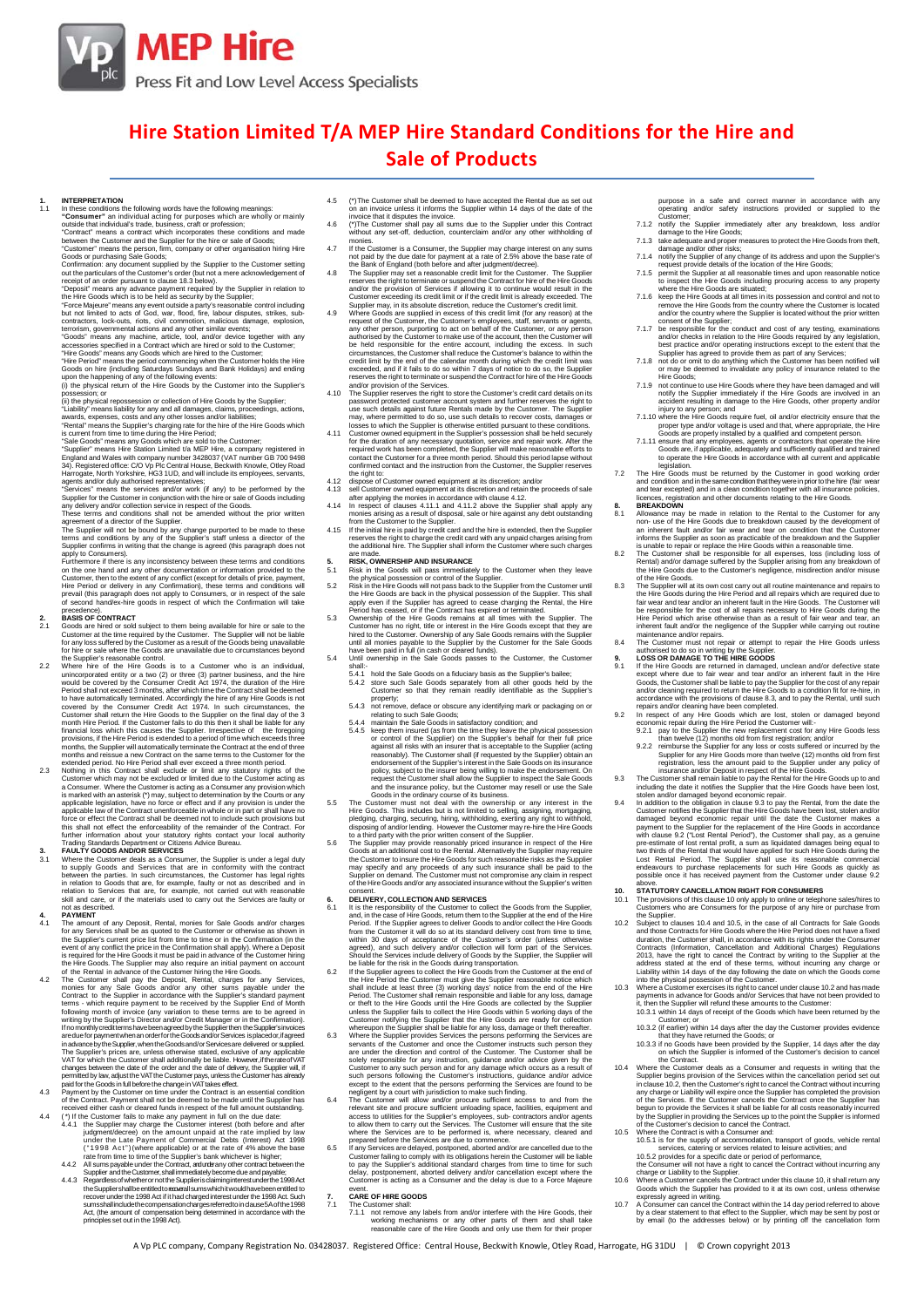# Hire Station Limited T/A MEP Hire Standard Conditions for the Hire and Sale of Products

**1. INTERPRETATION**

1.1 In these conditions the following words have the following meanings:

**"Consumer"** an individual acting for purposes which are wholly or mainly outside that individual's trade, business, craft or profession;

"Contract" means a contract which incorporates these conditions and made between the Customer and the Supplier for the hire or sale of Goods;

"Customer" means the person, firm, company or other organisation hiring Hire Goods or purchasing Sale Goods;

Confirmation: any document supplied by the Supplier to the Customer setting out the particulars of the Customer's order (but not a mere acknowledgement of receipt of an order pursuant to clause 18.3 below).

"Deposit" means any advance payment required by the Supplier in relation to the Hire Goods which is to be held as security by the Supplier;

"Force Majeure" means any event outside a party's reasonable control including but not limited to acts of God, war, flood, fire, labour disputes, strikes, sub-contractors, lock-outs, riots, civil commotion, malicious damage, explosion, terrorism, governmental actions and any other similar events;

"Goods" means any machine, article, tool, and/or device together with any accessories specified in a Contract which are hired or sold to the Customer;

"Hire Goods" means any Goods which are hired to the Customer;

"Hire Period" means the period commencing when the Customer holds the Hire Goods on hire (including Saturdays Sundays and Bank Holidays) and ending upon the happening of any of the following events:

(i) the physical return of the Hire Goods by the Customer into the Supplier's possession; or

(ii) the physical repossession or collection of Hire Goods by the Supplier;

"Liability" means liability for any and all damages, claims, proceedings, actions, awards, expenses, costs and any other losses and/or liabilities;

"Rental" means the Supplier's charging rate for the hire of the Hire Goods which is current from time to time during the Hire Period;

"Sale Goods" means any Goods which are sold to the Customer;

"Supplier" means Hire Station Limited t/a MEP Hire, a company registered in England and Wales with company number 3428037 (VAT number GB 700 9498 34). Registered office: C/O Vp Plc Central House, Beckwith Knowle, Otley Road Harrogate, North Yorkshire, HG3 1UD, and will include its employees, servants, agents and/or duly authorised representatives;

"Services" means the services and/or work (if any) to be performed by the Supplier for the Customer in conjunction with the hire or sale of Goods including any delivery and/or collection service in respect of the Goods.

These terms and conditions shall not be amended without the prior written agreement of a director of the Supplier.

The Supplier will not be bound by any change purported to be made to these terms and conditions by any of the Supplier's staff unless a director of the Supplier confirms in writing that the change is agreed (this paragraph does not apply to Consumers).

Furthermore if there is any inconsistency between these terms and conditions on the one hand and any other documentation or information provided to the Customer, then to the extent of any conflict (except for details of price, payment, Hire Period or delivery in any Confirmation), these terms and conditions will prevail (this paragraph does not apply to Consumers, or in respect of the sale of second hand/ex-hire goods in respect of which the Confirmation will take precedence).

**2. BASIS OF CONTRACT**

2.1 Goods are hired or sold subject to them being available for hire or sale to the Customer at the time required by the Customer. The Supplier will not be liable for any loss suffered by the Customer as a result of the Goods being unavailable for hire or sale where the Goods are unavailable due to circumstances beyond the Supplier's reasonable control.

2.2 Where hire of the Hire Goods is to a Customer who is an individual, unincorporated entity or a two (2) or three (3) partner business, and the hire would be covered by the Consumer Credit Act 1974, the duration of the Hire Period shall not exceed 3 months, after which time the Contract shall be deemed to have automatically terminated. Accordingly the hire of any Hire Goods is not covered by the Consumer Credit Act 1974. In such circumstances, the Customer shall return the Hire Goods to the Supplier on the final day of the 3 month Hire Period. If the Customer fails to do this then it shall be liable for any financial loss which this causes the Supplier. Irrespective of the foregoing provisions, if the Hire Period is extended to a period of time which exceeds three months, the Supplier will automatically terminate the Contract at the end of three months and reissue a new Contract on the same terms to the Customer for the extended period. No Hire Period shall ever exceed a three month period.

2.3 Nothing in this Contract shall exclude or limit any statutory rights of the Customer which may not be excluded or limited due to the Customer acting as a Consumer. Where the Customer is acting as a Consumer any provision which is marked with an asterisk (*) may, subject to determination by the Courts or any applicable legislation, have no force or effect and if any provision is under the applicable law of the Contract unenforceable in whole or in part or shall have no force or effect the Contract shall be deemed not to include such provisions but this shall not effect the enforceability of the remainder of the Contract. For further information about your statutory rights contact your local authority Trading Standards Department or Citizens Advice Bureau.

**3. FAULTY GOODS AND/OR SERVICES**

3.1 Where the Customer deals as a Consumer, the Supplier is under a legal duty to supply Goods and Services that are in conformity with the contract between the parties. In such circumstances, the Customer has legal rights in relation to Goods that are, for example, faulty or not as described and in relation to Services that are, for example, not carried out with reasonable skill and care, or if the materials used to carry out the Services are faulty or not as described.

**4. PAYMENT**

4.1 The amount of any Deposit, Rental, monies for Sale Goods and/or charges for any Services shall be as quoted to the Customer or otherwise as shown in the Supplier's current price list from time to time or in the Confirmation (in the event of any conflict the price in the Confirmation shall apply). Where a Deposit is required for the Hire Goods it must be paid in advance of the Customer hiring the Hire Goods. The Supplier may also require an initial payment on account of the Rental in advance of the Customer hiring the Hire Goods.

4.2 The Customer shall pay the Deposit, Rental, charges for any Services, monies for any Sale Goods and/or any other sums payable under the Contract to the Supplier in accordance with the Supplier's standard payment terms - which require payment to be received by the Supplier End of Month following month of invoice (any variation to these terms are to be agreed in writing by the Supplier's Director and/or Credit Manager or in the Confirmation). If no monthly credit terms have been agreed by the Supplier then the Supplier's invoices are due for payment when an order for the Goods and/or Services is placed or, if agreed in advance by the Supplier, when the Goods and/or Services are delivered or supplied. The Supplier's prices are, unless otherwise stated, exclusive of any applicable VAT for which the Customer shall additionally be liable. However, if the rate of VAT changes between the date of the order and the date of delivery, the Supplier will, if permitted by law, adjust the VAT the Customer pays, unless the Customer has already paid for the Goods in full before the change in VAT takes effect.

4.3 Payment by the Customer on time under the Contract is an essential condition of the Contract. Payment shall not be deemed to be made until the Supplier has received either cash or cleared funds in respect of the full amount outstanding.

4.4 (*) If the Customer fails to make any payment in full on the due date:

4.4.1 the Supplier may charge the Customer interest (both before and after judgment/decree) on the amount unpaid at the rate implied by law under the Late Payment of Commercial Debts (Interest) Act 1998 ("1998 Act") (where applicable) or at the rate of 4% above the base rate from time to time of the Supplier's bank whichever is higher;

4.4.2 All sums payable under the Contract, and under any other contract between the Supplier and the Customer, shall immediately become due and payable;

4.4.3 Regardless of whether or not the Supplier is claiming interest under the 1998 Act the Supplier shall be entitled to recover all sums which it would have been entitled to recover under the 1998 Act if it had charged interest under the 1998 Act. Such sums shall include the compensation charges referred to in clause 5A of the 1998 Act, (the amount of compensation being determined in accordance with the principles set out in the 1998 Act).

4.5 (*)The Customer shall be deemed to have accepted the Rental due as set out on an invoice unless it informs the Supplier within 14 days of the date of the invoice that it disputes the invoice.

4.6 (*)The Customer shall pay all sums due to the Supplier under this Contract without any set-off, deduction, counterclaim and/or any other withholding of monies.

4.7 If the Customer is a Consumer, the Supplier may charge interest on any sums not paid by the due date for payment at a rate of 2.5% above the base rate of the Bank of England (both before and after judgment/decree).

4.8 The Supplier may set a reasonable credit limit for the Customer. The Supplier reserves the right to terminate or suspend the Contract for hire of the Hire Goods and/or the provision of Services if allowing it to continue would result in the Customer exceeding its credit limit or if the credit limit is already exceeded. The Supplier may, in its absolute discretion, reduce the Customer's credit limit.

4.9 Where Goods are supplied in excess of this credit limit (for any reason) at the request of the Customer, the Customer's employees, staff, servants or agents, any other person, purporting to act on behalf of the Customer, or any person authorised by the Customer to make use of the account, then the Customer will be held responsible for the entire account, including the excess. In such circumstances, the Customer shall reduce the Customer's balance to within the credit limit by the end of the calendar month during which the credit limit was exceeded, and if it fails to do so within 7 days of notice to do so, the Supplier reserves the right to terminate or suspend the Contract for hire of the Hire Goods and/or provision of the Services.

4.10 The Supplier reserves the right to store the Customer's credit card details on its password protected customer account system and further reserves the right to use such details against future Rentals made by the Customer. The Supplier may, where permitted to do so, use such details to recover costs, damages or losses to which the Supplier is otherwise entitled pursuant to these conditions.

4.11 Customer owned equipment in the Supplier's possession shall be held securely for the duration of any necessary quotation, service and repair work. After the required work has been completed, the Supplier will make reasonable efforts to contact the Customer for a three month period. Should this period lapse without confirmed contact and the instruction from the Customer, the Supplier reserves the right to:

4.12 dispose of Customer owned equipment at its discretion; and/or

4.13 sell Customer owned equipment at its discretion and retain the proceeds of sale after applying the monies in accordance with clause 4.12.

4.14 In respect of clauses 4.11.1 and 4.11.2 above the Supplier shall apply any monies arising as a result of disposal, sale or hire against any debt outstanding from the Customer to the Supplier.

4.15 If the initial hire is paid by credit card and the hire is extended, then the Supplier reserves the right to charge the credit card with any unpaid charges arising from the additional hire. The Supplier shall inform the Customer where such charges are made.

**5. RISK, OWNERSHIP AND INSURANCE**

5.1 Risk in the Goods will pass immediately to the Customer when they leave the physical possession or control of the Supplier.

5.2 Risk in the Hire Goods will not pass back to the Supplier from the Customer until the Hire Goods are back in the physical possession of the Supplier. This shall apply even if the Supplier has agreed to cease charging the Rental, the Hire Period has ceased, or if the Contract has expired or terminated.

5.3 Ownership of the Hire Goods remains at all times with the Supplier. The Customer has no right, title or interest in the Hire Goods except that they are hired to the Customer. Ownership of any Sale Goods remains with the Supplier until all monies payable to the Supplier by the Customer for the Sale Goods have been paid in full (in cash or cleared funds).

5.4 Until ownership in the Sale Goods passes to the Customer, the Customer shall:-

5.4.1 hold the Sale Goods on a fiduciary basis as the Supplier's bailee;

5.4.2 store such Sale Goods separately from all other goods held by the Customer so that they remain readily identifiable as the Supplier's property;

5.4.3 not remove, deface or obscure any identifying mark or packaging on or relating to such Sale Goods;

5.4.4 maintain the Sale Goods in satisfactory condition; and

5.4.5 keep them insured (as from the time they leave the physical possession or control of the Supplier) on the Supplier's behalf for their full price against all risks with an insurer that is acceptable to the Supplier (acting reasonably). The Customer shall (if requested by the Supplier) obtain an endorsement of the Supplier's interest in the Sale Goods on its insurance policy, subject to the insurer being willing to make the endorsement. On request the Customer shall allow the Supplier to inspect the Sale Goods and the insurance policy, but the Customer may resell or use the Sale Goods in the ordinary course of its business.

5.5 The Customer must not deal with the ownership or any interest in the Hire Goods. This includes but is not limited to selling, assigning, mortgaging, pledging, charging, securing, hiring, withholding, exerting any right to withhold, disposing of and/or lending. However the Customer may re-hire the Hire Goods to a third party with the prior written consent of the Supplier.

5.6 The Supplier may provide reasonably priced insurance in respect of the Hire Goods at an additional cost to the Rental. Alternatively the Supplier may require the Customer to insure the Hire Goods for such reasonable risks as the Supplier may specify and any proceeds of any such insurance shall be paid to the Supplier on demand. The Customer must not compromise any claim in respect of the Hire Goods and/or any associated insurance without the Supplier's written consent.

**6. DELIVERY, COLLECTION AND SERVICES**

6.1 It is the responsibility of the Customer to collect the Goods from the Supplier, and, in the case of Hire Goods, return them to the Supplier at the end of the Hire Period. If the Supplier agrees to deliver Goods to and/or collect Hire Goods from the Customer it will do so at its standard delivery cost from time to time, within 30 days of acceptance of the Customer's order (unless otherwise agreed), and such delivery and/or collection will form part of the Services. Should the Services include delivery of Goods by the Supplier, the Supplier will be liable for the risk in the Goods during transportation.

6.2 If the Supplier agrees to collect the Hire Goods from the Customer at the end of the Hire Period the Customer must give the Supplier reasonable notice which shall include at least three (3) working days' notice from the end of the Hire Period. The Customer shall remain responsible and liable for any loss, damage or theft to the Hire Goods until the Hire Goods are collected by the Supplier unless the Supplier fails to collect the Hire Goods within 5 working days of the Customer notifying the Supplier that the Hire Goods are ready for collection whereupon the Supplier shall be liable for any loss, damage or theft thereafter.

6.3 Where the Supplier provides Services the persons performing the Services are servants of the Customer and once the Customer instructs such person they are under the direction and control of the Customer. The Customer shall be solely responsible for any instruction, guidance and/or advice given by the Customer to any such person and for any damage which occurs as a result of such persons following the Customer's instructions, guidance and/or advice except to the extent that the persons performing the Services are found to be negligent by a court with jurisdiction to make such finding.

6.4 The Customer will allow and/or procure sufficient access to and from the relevant site and procure sufficient unloading space, facilities, equipment and access to utilities for the Supplier's employees, sub- contractors and/or agents to allow them to carry out the Services. The Customer will ensure that the site where the Services are to be performed is, where necessary, cleared and prepared before the Services are due to commence.

6.5 If any Services are delayed, postponed, aborted delivery and/or are cancelled due to the Customer failing to comply with its obligations herein the Customer will be liable to pay the Supplier's additional standard charges from time to time for such delay, postponement, aborted delivery and/or cancellation except where the Customer is acting as a Consumer and the delay is due to a Force Majeure event.

**7. CARE OF HIRE GOODS**

7.1 The Customer shall:

7.1.1 not remove any labels from and/or interfere with the Hire Goods, their working mechanisms or any other parts of them and shall take reasonable care of the Hire Goods and only use them for their proper purpose in a safe and correct manner in accordance with any operating and/or safety instructions provided or supplied to the Customer;

7.1.2 notify the Supplier immediately after any breakdown, loss and/or damage to the Hire Goods;

7.1.3 take adequate and proper measures to protect the Hire Goods from theft, damage and/or other risks;

7.1.4 notify the Supplier of any change of its address and upon the Supplier's request provide details of the location of the Hire Goods;

7.1.5 permit the Supplier at all reasonable times and upon reasonable notice to inspect the Hire Goods including procuring access to any property where the Hire Goods are situated;

7.1.6 keep the Hire Goods at all times in its possession and control and not to remove the Hire Goods from the country where the Customer is located and/or the country where the Supplier is located without the prior written consent of the Supplier;

7.1.7 be responsible for the conduct and cost of any testing, examinations and/or checks in relation to the Hire Goods required by any legislation, best practice and/or operating instructions except to the extent that the Supplier has agreed to provide them as part of any Services;

7.1.8 not do or omit to do anything which the Customer has been notified will or may be deemed to invalidate any policy of insurance related to the Hire Goods;

7.1.9 not continue to use Hire Goods where they have been damaged and will notify the Supplier immediately if the Hire Goods are involved in an accident resulting in damage to the Hire Goods, other property and/or injury to any person; and

7.1.10 where the Hire Goods require fuel, oil and/or electricity ensure that the proper type and/or voltage is used and that, where appropriate, the Hire Goods are properly installed by a qualified and competent person.

7.1.11 ensure that any employees, agents or contractors that operate the Hire Goods are, if applicable, adequately and sufficiently qualified and trained to operate the Hire Goods in accordance with all current and applicable legislation.

7.2 The Hire Goods must be returned by the Customer in good working order and condition and in the same condition that they were in prior to the hire (fair wear and tear excepted) and in a clean condition together with all insurance policies, licences, registration and other documents relating to the Hire Goods.

**8. BREAKDOWN**

8.1 Allowance may be made in relation to the Rental to the Customer for any non- use of the Hire Goods due to breakdown caused by the development of an inherent fault and/or fair wear and tear on condition that the Customer informs the Supplier as soon as practicable of the breakdown and the Supplier is unable to repair or replace the Hire Goods within a reasonable time.

8.2 The Customer shall be responsible for all expenses, loss (including loss of Rental) and/or damage suffered by the Supplier arising from any breakdown of the Hire Goods due to the Customer's negligence, misdirection and/or misuse of the Hire Goods.

8.3 The Supplier will at its own cost carry out all routine maintenance and repairs to the Hire Goods during the Hire Period and all repairs which are required due to fair wear and tear and/or an inherent fault in the Hire Goods. The Customer will be responsible for the cost of all repairs necessary to Hire Goods during the Hire Period which arise otherwise than as a result of fair wear and tear, an inherent fault and/or the negligence of the Supplier while carrying out routine maintenance and/or repairs.

8.4 The Customer must not repair or attempt to repair the Hire Goods unless authorised to do so in writing by the Supplier.

**9. LOSS OR DAMAGE TO THE HIRE GOODS**

9.1 If the Hire Goods are returned in damaged, unclean and/or defective state except where due to fair wear and tear and/or an inherent fault in the Hire Goods, the Customer shall be liable to pay the Supplier for the cost of any repair and/or cleaning required to return the Hire Goods to a condition fit for re-hire, in accordance with the provisions of clause 8.3, and to pay the Rental, until such repairs and/or cleaning have been completed.

9.2 In respect of any Hire Goods which are lost, stolen or damaged beyond economic repair during the Hire Period the Customer will:-

9.2.1 pay to the Supplier the new replacement cost for any Hire Goods less than twelve (12) months old from first registration; and/or

9.2.2 reimburse the Supplier for any loss or costs suffered or incurred by the Supplier for any Hire Goods more than twelve (12) months old from first registration, less the amount paid to the Supplier under any policy of insurance and/or Deposit in respect of the Hire Goods.

9.3 The Customer shall remain liable to pay the Rental for the Hire Goods up to and including the date it notifies the Supplier that the Hire Goods have been lost, stolen and/or damaged beyond economic repair.

9.4 In addition to the obligation in clause 9.3 to pay the Rental, from the date the Customer notifies the Supplier that the Hire Goods have been lost, stolen and/or damaged beyond economic repair until the date the Customer makes a payment to the Supplier for the replacement of the Hire Goods in accordance with clause 9.2 ("Lost Rental Period"), the Customer shall pay, as a genuine pre-estimate of lost rental profit, a sum as liquidated damages being equal to two thirds of the Rental that would have applied for such Hire Goods during the Lost Rental Period. The Supplier shall use its reasonable commercial endeavours to purchase replacements for such Hire Goods as quickly as possible once it has received payment from the Customer under clause 9.2 above.

**10. STATUTORY CANCELLATION RIGHT FOR CONSUMERS**

10.1 The provisions of this clause 10 only apply to online or telephone sales/hires to Customers who are Consumers for the purpose of any hire or purchase from the Supplier.

10.2 Subject to clauses 10.4 and 10.5, in the case of all Contracts for Sale Goods and those Contracts for Hire Goods where the Hire Period does not have a fixed duration, the Customer shall, in accordance with its rights under the Consumer Contracts (Information, Cancellation and Additional Charges) Regulations 2013, have the right to cancel the Contract by writing to the Supplier at the address stated at the end of these terms, without incurring any charge or Liability within 14 days of the day following the date on which the Goods come into the physical possession of the Customer.

10.3 Where a Customer exercises its right to cancel under clause 10.2 and has made payments in advance for Goods and/or Services that have not been provided to it, then the Supplier will refund these amounts to the Customer:

10.3.1 within 14 days of receipt of the Goods which have been returned by the Customer; or

10.3.2 (if earlier) within 14 days after the day the Customer provides evidence that they have returned the Goods; or

10.3.3 if no Goods have been provided by the Supplier, 14 days after the day on which the Supplier is informed of the Customer's decision to cancel the Contract.

10.4 Where the Customer deals as a Consumer and requests in writing that the Supplier begins provision of the Services within the cancellation period set out in clause 10.2, then the Customer's right to cancel the Contract without incurring any charge or Liability will expire once the Supplier has completed the provision of the Services. If the Customer cancels the Contract once the Supplier has begun to provide the Services it shall be liable for all costs reasonably incurred by the Supplier in providing the Services up to the point the Supplier is informed of the Customer's decision to cancel the Contract.

10.5 Where the Contract is with a Consumer and:

10.5.1 is for the supply of accommodation, transport of goods, vehicle rental services, catering or services related to leisure activities; and

10.5.2 provides for a specific date or period of performance,

the Consumer will not have a right to cancel the Contract without incurring any charge or Liability to the Supplier.

10.6 Where a Customer cancels the Contract under this clause 10, it shall return any Goods which the Supplier has provided to it at its own cost, unless otherwise expressly agreed in writing.

10.7 A Consumer can cancel the Contract within the 14 day period referred to above by a clear statement to that effect to the Supplier, which may be sent by post or by email (to the addresses below) or by printing off the cancellation form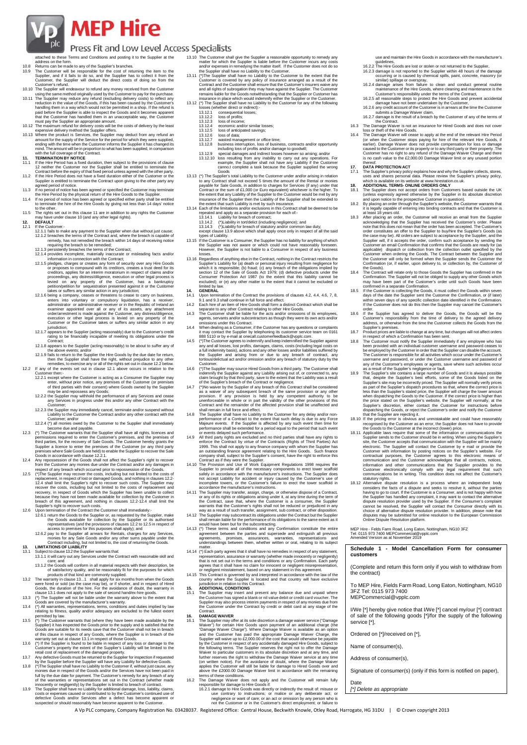attached to these Terms and Conditions and posting it to the Supplier at the address on the form.

10.8 Returns can be made to any of the Supplier's branches.

10.9 The Customer will be responsible for the cost of returning the item to the Supplier, and if it fails to do so, and the Supplier has to collect it from the Customer, the Supplier will deduct the direct costs of doing so from the Customer's refund.

10.10 The Supplier will endeavour to refund any money received from the Customer using the same method originally used by the Customer to pay for the purchase.

10.11 The Supplier may reduce any refund (excluding delivery costs) to reflect any reduction in the value of the Goods, if this has been caused by the Customer's handling them in a way which would not be permitted in a shop. If the refund is paid before the Supplier is able to inspect the Goods and it becomes apparent that the Customer has handled them in an unacceptable way, the Customer must pay the Supplier an appropriate amount.

10.12 The maximum refund for delivery costs will be the costs of delivery by the least expensive delivery method the Supplier offers.

10.13 Where the product is Services, the Supplier may deduct from any refund an amount for the supply of the Service for the period for which they were supplied, ending with the time when the Customer informs the Supplier it has changed its mind. The amount will be in proportion to what has been supplied, in comparison with the full coverage of the Contract.

## 11. TERMINATION BY NOTICE

11.1 If the Hire Period has a fixed duration, then subject to the provisions of clause 12 neither the Customer nor the Supplier shall be entitled to terminate the Contract before the expiry of that fixed period unless agreed with the other party.

11.2 If the Hire Period does not have a fixed duration either of the Customer or the Supplier is entitled to terminate the Contract upon giving to the other party any agreed period of notice.

11.3 If no period of notice has been agreed or specified the Customer may terminate the Hire Period by the physical return of the Hire Goods to the Supplier.

11.4 If no period of notice has been agreed or specified either party shall be entitled to terminate the hire of the Hire Goods by giving not less than 14 days' notice to the other.

11.5 The rights set out in this clause 11 are in addition to any rights the Customer may have under clause 10 (and any other legal rights).

## 12. DEFAULT

12.1 If the Customer:-

12.1.1 fails to make any payment to the Supplier when due without just cause;

12.1.2 breaches the terms of the Contract and, where the breach is capable of remedy, has not remedied the breach within 14 days of receiving notice requiring the breach to be remedied;

12.1.3 persistently breaches the terms of the Contract;

12.1.4 provides incomplete, materially inaccurate or misleading facts and/or information in connection with the Contract;

12.1.5 pledges, charges or creates any form of security over any Hire Goods or proposes to compound with its creditors, creates a trust deed for its creditors, applies for an interim moratorium in respect of claims and/or proceedings, any distress/diligence, execution or other legal process is levied on any property of the Customer, has a bankruptcy petition/petition for sequestration presented against it or the Customer takes or suffers any similar action in any jurisdiction;

12.1.6 being a company, ceases or threatens to cease to carry on business, enters into voluntary or compulsory liquidation, has a receiver, administrator or examiner in the Republic of Ireland an examiner appointed over all or any of its assets, any attachment order/arrestment is made against the Customer, any distress/diligence, execution or other legal process is levied on any property of the Customer or the Customer takes or suffers any similar action in any jurisdiction;

12.1.7 appears to the Supplier (acting reasonably) due to the Customer's credit rating to be financially incapable of meeting its obligations under the Contract;

12.1.8 appears to the Supplier (acting reasonably) to be about to suffer any of the above events; and/or

12.1.9 fails to return to the Supplier the Hire Goods by the due date for return, then the Supplier shall have the right, without prejudice to any other remedies, to exercise any or all of the rights set out in clause 12.2 below.

12.2 If any of the events set out in clause 12.1 above occurs in relation to the Customer then:-

12.2.1 except where the Customer is acting as a Consumer the Supplier may enter, without prior notice, any premises of the Customer (or premises of third parties with their consent) where Goods owned by the Supplier may be and repossess any Goods;

12.2.2 the Supplier may withhold the performance of any Services and cease any Services in progress under this and/or any other Contract with the Customer;

12.2.3 the Supplier may immediately cancel, terminate and/or suspend without Liability to the Customer the Contract and/or any other contract with the Customer; and/or

12.2.4 (*) all monies owed by the Customer to the Supplier shall immediately become due and payable.

12.3 (*) The Customer warrants that the Supplier shall have all rights, licences and permissions required to enter the Customer's premises, and the premises of third parties, for the recovery of Sale Goods. The Customer hereby grants the Supplier a licence to enter the premises of the Customer (or any third party premises where Sale Goods are held) to enable the Supplier to recover the Sale Goods in accordance with clause 12.2.1.

12.4 Any repossession of the Goods shall not affect the Supplier's right to recover from the Customer any monies due under the Contract and/or any damages in respect of any breach which occurred prior to repossession of the Goods.

12.5 (*)The Supplier may recover the costs, including but not limited to the costs of replacement, in respect of lost or damaged Goods, and nothing in clauses 12.2-12.4 shall limit the Supplier's right to recover such costs. The Supplier may recover the costs, including but not limited to the costs of replacement and recovery, in respect of Goods which the Supplier has been unable to collect because they have not been made available for collection by the Customer in breach of this agreement, and nothing in clauses 12.2-12.4 shall limit the Supplier's right to recover such costs.

12.6 Upon termination of the Contract the Customer shall immediately:-

12.6.1 return the Goods to the Supplier or, as requested by the Supplier, make the Goods available for collection by the Supplier or its authorised representatives (and the provisions of clauses 12.2 to 12.5 in respect of access to premises for this purposes shall apply); and

12.6.2 pay to the Supplier all arrears for Rentals, charges for any Services, monies for any Sale Goods and/or any other sums payable under the Contract including, but not limited to, the cost of returning the Goods.

## 13. LIMITATIONS OF LIABILITY

13.1 Subject to clause 13.2 the Supplier warrants that:

13.1.1 it will carry out any Services under the Contract with reasonable skill and care; and

13.1.2 the Goods will conform in all material respects with their description, be of satisfactory quality, and be reasonably fit for the purposes for which products of that kind are commonly supplied.

13.2 The warranty in clause 13...1 shall apply for six months from when the Goods were hired or sold (as the case may be), or if shorter, and in respect of Hired Goods, the duration of the hire. For the avoidance of doubt, the warranty in clause 13.1 does not apply to the sale of second hand/ex-hire goods.

13.3 (*) The Supplier will not be liable under the warranty above to the extent that Goods are covered by the manufacturer's warranty.

13.4 (*) All warranties, representations, terms, conditions and duties implied by law relating to fitness, quality and/or adequacy are excluded to the fullest extent permitted by law.

13.5 (*) The Customer warrants that (where they have been made available by the Supplier) it has inspected the Goods prior to the supply and is satisfied that the Goods are suitable for its needs save that the Customer shall not be in breach of this clause in respect of any Goods, where the Supplier is in breach of the warranty set out at clause 13.1 in respect of those Goods.

13.6 (*) If the Supplier is found to be liable in respect of any loss or damage to the Customer's property the extent of the Supplier's Liability will be limited to the retail cost of replacement of the damaged property.

13.7 Any defective Goods must be returned to the Supplier for inspection if requested by the Supplier before the Supplier will have any Liability for defective Goods.

13.8 (*)The Supplier shall have no Liability to the Customer if, without just cause, any monies due in respect of the Goods and/or the Services have not been paid in full by the due date for payment. The Customer's remedy for any breach of any of the warranties or representations set out in the Contract (whether made innocently or negligently) by the Supplier is limited to breach of contract.

13.9 The Supplier shall have no Liability for additional damage, loss, liability, claims, costs or expenses caused or contributed to by the Customer's continued use of defective Goods and/or Services after a defect has become apparent or suspected or should reasonably have become apparent to the Customer.

13.10 The Customer shall give the Supplier a reasonable opportunity to remedy any matter for which the Supplier is liable before the Customer incurs any costs and/or expenses in remedying the matter itself. If the Customer does not do so the Supplier shall have no Liability to the Customer.

13.11 (*)The Supplier shall have no Liability to the Customer to the extent that the Customer is covered by any policy of insurance arranged as a result of the Contract and the Customer shall ensure that the Customer's insurers waive any and all rights of subrogation they may have against the Supplier. The Customer remains liable for the Goods notwithstanding that the Supplier or Customer has insurance in place which would indemnify either the Supplier or the Customer.

13.12 (*) The Supplier shall have no Liability to the Customer for any of the following losses (whether direct or indirect):-

13.12.1 consequential losses;
13.12.2 loss of profits;
13.12.3 loss of income;
13.12.4 economic and/or similar losses;
13.12.5 loss of anticipated savings;
13.12.6 loss of data;
13.12.7 wasted management or office time;
13.12.8 business interruption, loss of business, contracts and/or opportunity including loss of profits and/or damage to goodwill;
13.12.9 special damages and indirect losses however so arising; and/or
13.12.10 loss resulting from any inability to carry out any operations. For example, the Supplier shall not have any Liability if the Customer canno.t complete a task because the Supplier supplied the wrong Goods

13.13 (*) The Supplier's total Liability to the Customer under and/or arising in relation to any Contract shall not exceed 5 times the amount of the Rental or monies payable for Sale Goods, in addition to charges for Services (if any) under that Contract or the sum of £1,000 (or Euro equivalent) whichever is the higher. To the extent that any Liability of the Supplier to the Customer would be met by any insurance of the Supplier then the Liability of the Supplier shall be extended to the extent that such Liability is met by such insurance.

13.14 Each of the limitations and/or exclusions in this Contract shall be deemed to be repeated and apply as a separate provision for each of:-

13.14.1 Liability for breach of contract;
13.14.2 (*)Liability in tort/delict (including negligence); and
13.14.3 (*)Liability for breach of statutory and/or common law duty;

except clause 13.9 above which shall apply once only in respect of all the said types of Liability.

13.15 If the Customer is a Consumer, the Supplier has no liability for anything of which the Supplier was not aware or which could not have reasonably foreseen. However, the Supplier is not liable to a Consumer in respect of any business losses.

13.16 Regardless of anything else in the Contract, nothing in the Contract restricts the Supplier's Liability for (a) death or personal injury resulting from negligence for which it is responsible; (b) fraud; (c) any breach of the obligations implied by section 12 of the Sale of Goods Act 1979; (d) defective products under the Consumer Protection Act 1987 (to the extent that this liability cannot be excluded); or (e) any other matter to the extent that it cannot be excluded or limited by law.

## 14. GENERAL

14.1 Upon termination of the Contract the provisions of clauses 4.2, 4.4, 4.6, 7, 8, 9.1 and 9.3 shall continue in full force and effect.

14.2 Each hire of an item of Hire Goods shall form a distinct Contract which shall be separate to any other Contract relating to other Hire Goods.

14.3 The Customer shall be liable for the acts and/or omissions of its employees, agents, servants and/or subcontractors as though they were its own acts and/or omissions under this Contract.

14.4 When dealing as a Consumer, if the Customer has any questions or complaints it may contact the Supplier by telephoning its customer service team on 0161 888 5110 or by e-mail at onecall.customerfeedback@vpplc.com.

14.5 (*)The Customer agrees to indemnify and keep indemnified the Supplier against any and all losses, lost profits, damages, claims, costs (including legal costs on a full indemnity basis), actions and any other losses and/or liabilities suffered by the Supplier and arising from or due to any breach of contract, any tortious/delictual act and/or omission and/or any breach of statutory duty by the Customer.

14.6 (*)The Supplier may source Hired Goods from a third party. The Customer shall indemnify the Supplier against any Liability arising out of, or connected to, any claim brought by that third party, save to the extent that the Liability was a result of the Supplier's breach of the Contract or negligence.

14.7 (*)No waiver by the Supplier of any breach of this Contract shall be considered as a waiver of any subsequent breach of the same provision or any other provision. If any provision is held by any competent authority to be unenforceable in whole or in part the validity of the other provisions of this Contract and the remainder of the affected provision shall be unaffected and shall remain in full force and effect.

14.8 The Supplier shall have no Liability to the Customer for any delay and/or non-performance of a Contract to the extent that such delay is due to any Force Majeure events. If the Supplier is affected by any such event then time for performance shall be extended for a period equal to the period that such event or events delayed such performance.

14.9 All third party rights are excluded and no third parties shall have any rights to enforce the Contract by virtue of the Contracts (Rights of Third Parties) Act 1999. This shall not apply to any finance company with whom the Supplier has an outstanding finance agreement relating to the Hire Goods. Such finance company shall, subject to the Supplier's consent, have the right to enforce this Contract as if they were the Supplier.

14.10 The Provision and Use of Work Equipment Regulations 1998 requires the Supplier to provide all of the necessary components to erect tower scaffold safely in accordance with the manufacturer's instructions. The Supplier does not accept Liability for accident or injury caused by the Customer's use of incomplete towers, or the Customer's failure to erect the tower scaffold in accordance the manufacturer's instructions.

14.11 The Supplier may transfer, assign, charge, or otherwise dispose of a Contract, or any of its rights or obligations arising under it, at any time during the term of the Contract, save that, where the Customer is a consumer, the Supplier warrants that the Customer's rights shall not be reduced or prejudiced in any way as a result of such transfer, assignment, sub contract, or other disposition.

14.12 The Supplier may subcontract its obligations under the Contract but the Supplier shall remain liable for the performance of its obligations to the same extent as it would have been but for the subcontracting.

14.13 (*) These terms and conditions and any Confirmation constitute the entire agreement between the parties and supersede and extinguish all previous agreements, promises, assurances, warranties, representations and understandings between them, whether written or oral, relating to its subject matter.

14.14 (*) Each party agrees that it shall have no remedies in respect of any statement, representation, assurance or warranty (whether made innocently or negligently) that is not set out in the terms and conditions or any Confirmation. Each party agrees that it shall have no claim for innocent or negligent misrepresentation, or negligent misstatement, based on any statement in this agreement.

14.15 This Contract is governed by and interpreted in accordance with the law of the country where the Supplier is located and that country will have exclusive jurisdiction in relation to this Contract.

## 15. ADDITIONAL CONDITIONS

15.1 The Supplier may insert and present any balance due and unpaid where the Customer has signed a blank or nil value debit or credit card voucher. The Supplier may also process interim payments in respect of any monies due from the Customer under the Contract by credit or debit card at any stage of the Contract.

## 16. DAMAGE WAIVER

16.1 The Supplier may offer at its sole discretion a damage waiver service ("Damage Waiver") for certain Hire Goods upon payment of an additional charge (the "Damage Waiver Charge"). Where Damage Waiver is available as an option and the Customer has paid the appropriate Damage Waiver Charge, the Supplier will waive up to £2,000.00 of the cost that would otherwise be payable by the Customer in respect of any accidentally damaged Hire Goods, subject to the following terms. The Supplier reserves the right not to offer the Damage Waiver to particular customers in its absolute discretion and at any time, and further reserves the right to withdraw the Damage Waiver service at any time (on written notice). For the avoidance of doubt, where the Damage Waiver applies the Customer will still be liable for damage to Hired Goods over and above the £2000.00 Damage Waiver limit in accordance with the remaining terms of these conditions.

16.2 The Damage Waiver does not apply and the Customer will remain fully responsible for damage to Hire Goods if:

16.2.1 damage to Hire Goods was directly or indirectly the result of: misuse or use contrary to instructions; or malice or any deliberate act; or negligence or want of care; or an act or omission by any person who is not the Customer or in the Customer's direct employment; or failure to use and maintain the Hire Goods in accordance with the manufacturer's guidelines,

16.2.2 The Hire Goods are lost or stolen or not returned to the Supplier,

16.2.3 damage is not reported to the Supplier within 48 hours of the damage occurring or is caused by chemical spills, paint, concrete, masonry (or similar) spillage or overspray,

16.2.4 damage arises from failure to clean and conduct general routine maintenance of the Hire Goods, where cleaning and maintenance is the Customer's responsibility under the terms of the Contract,

16.2.5 all reasonable steps to protect the Hire Goods and prevent accidental damage have not been undertaken by the Customer,

16.2.6 any credit account of the Customer is in arrears at the time the Customer submits a Damage Waiver claim,

16.2.7 damage is the result of a breach by the Customer of any of the terms of the Contract.

16.3 The Damage Waiver is not an insurance for Hired Goods and does not cover loss or theft of the Hire Goods.

16.4 The Damage Waiver will cease to apply at the end of the relevant Hire Period (or when the Customer stops paying for hire of the relevant Hire Goods, if earlier). Damage Waiver does not provide compensation for loss or damage caused to the Customer or its property or to any third party or their property .The Customer has no right to any refund of the Damage Waiver Charge and there is no cash value to the £2,000.00 Damage Waiver limit or any unused portion thereof.

## 17. DATA PROTECTION ACT

17.1 The Supplier's privacy policy explains how and why the Supplier collects, stores, uses and shares personal data. Please review the Supplier's privacy policy, which is available on its website at www.hirestation.co.uk.

## 18. ADDITIONAL TERMS- ONLINE ORDERS ONLY

18.1 The Supplier does not accept orders from Customers based outside the UK (unless expressly agreed otherwise by the Supplier in its absolute discretion and upon notice to the prospective Customer in question).

18.2 By placing an order through the Supplier's website, the Customer warrants that it is legally capable of entering into binding contracts and that the Customer is at least 18 years old.

18.3 After placing an order, the Customer will receive an email from the Supplier acknowledging that the Supplier has received the Customer's order. Please note that this does not mean that the order has been accepted. The Customer's order constitutes an offer to the Supplier to buy/hire the Supplier's Goods (as the case may be). All orders are subject to acceptance by the Supplier, and the Supplier will, if it accepts the order, confirm such acceptance by sending the Customer an email Confirmation that confirms that the Goods are ready for (as applicable) dispatch or collection from the collection outlet specified by the Customer when ordering the Goods. The Contract between the Supplier and the Customer will only be formed when the Supplier sends the Customer the Confirmation (or, if earlier, upon delivery to, or collection by, the Customer of the Goods).

18.4 The Contract will relate only to those Goods the Supplier has confirmed in the Confirmation. The Supplier will not be obliged to supply any other Goods which may have been part of the Customer's order until such Goods have been confirmed in a separate Confirmation.

18.5 If the Customer is collecting the Goods, it must collect the Goods within seven days of the date the Supplier sent the Customer the Confirmation, or (if later) within seven days of any specific collection date identified in the Confirmation. If the Customer does not do this then the Supplier may cancel the Customer's order.

18.6 If the Supplier has agreed to deliver the Goods, the Goods will be the Customer's responsibility from the time of delivery to the agreed delivery address, or otherwise from the time the Customer collects the Goods from the Supplier's premises.

18.7 Product prices are liable to change at any time, but changes will not affect orders in respect of which a Confirmation has been sent.

18.8 The Customer must notify the Supplier immediately if any employee who has been provided with an individual customer username and password ceases to be employed by the Customer in order that the Supplier can disable the account. The Customer is responsible for all activities which occur under the Customer's username and password, or under the Customer username and password of any of the Customer's employees or agents, save where such activities occur as a result of the Supplier's negligence or fault.

18.9 The Supplier's site contains a large number of Goods and it is always possible that, despite the Supplier's best efforts, some of the Goods listed on the Supplier's site may be incorrectly priced. The Supplier will normally verify prices as part of the Supplier's dispatch procedures so that, where the correct price is less than the Supplier's stated price, the Supplier will charge the lower amount when dispatching the Goods to the Customer. If the correct price is higher than the price stated on the Supplier's website, the Supplier will, normally, at the Supplier's discretion, either contact the Customer for instructions before dispatching the Goods, or reject the Customer's order and notify the Customer that the Supplier are rejecting it.

18.10 If the pricing error is obvious and unmistakable and could have reasonably recognised by the Customer as an error, the Supplier does not have to provide the Goods to the Customer at the incorrect (lower) price.

18.11 Applicable laws require that some of the information or communications the Supplier sends to the Customer should be in writing. When using the Supplier's site, the Customer accepts that communication with the Supplier will be mainly electronic. The Supplier will contact the Customer by e mail or provide the Customer with information by posting notices on the Supplier's website. For contractual purposes, the Customer agrees to this electronic means of communication and the Customer acknowledges that all contracts, notices, information and other communications that the Supplier provides to the Customer electronically comply with any legal requirement that such communications be in writing. This condition does not affect the Customer's statutory rights.

18.12 Alternative dispute resolution is a process where an independent body considers the facts of a dispute and seeks to resolve it, without the parties having to go to court. If the Customer is a Consumer, and is not happy with how the Supplier has handled any complaint, it may want to contact the alternative dispute resolution provider used by the Supplier. If the Consumer's complaint cannot be resolved, the Supplier will contact the Consumer directly with its choice of alternative dispute resolution provider. In addition, please note that disputes may be submitted for online resolution to the European Commission Online Dispute Resolution platform.

MEP Hire - Felds Farm Road, Long Eaton, Nottingham, NG10 3FZ
Tel: 0115 973 7400 MEPCommercial@vpplc.com
Amended Version as at November 2019

## Schedule 1 - Model Cancellation Form for consumer customers

(Complete and return this form only if you wish to withdraw from the contract)

To MEP Hire, Fields Farm Road, Long Eaton, Nottingham, NG10 3FZ Tel: 0115 973 7400
MEPCommercial@vpplc.com

I/We [*] hereby give notice that I/We [*] cancel my/our [*] contract of sale of the following goods [*]/for the supply of the following service [*],

Ordered on [*]/received on [*],

Name of consumer(s),

Address of consumer(s),

Signature of consumer(s) (only if this form is notified on paper),

Date

*[*] Delete as appropriate*

A Vp PLC company, Company Registration No. 03428037. Registered Office: Central House, Beckwith Knowle, Otley Road, Harrogate, HG 31DU | © Crown copyright 2013